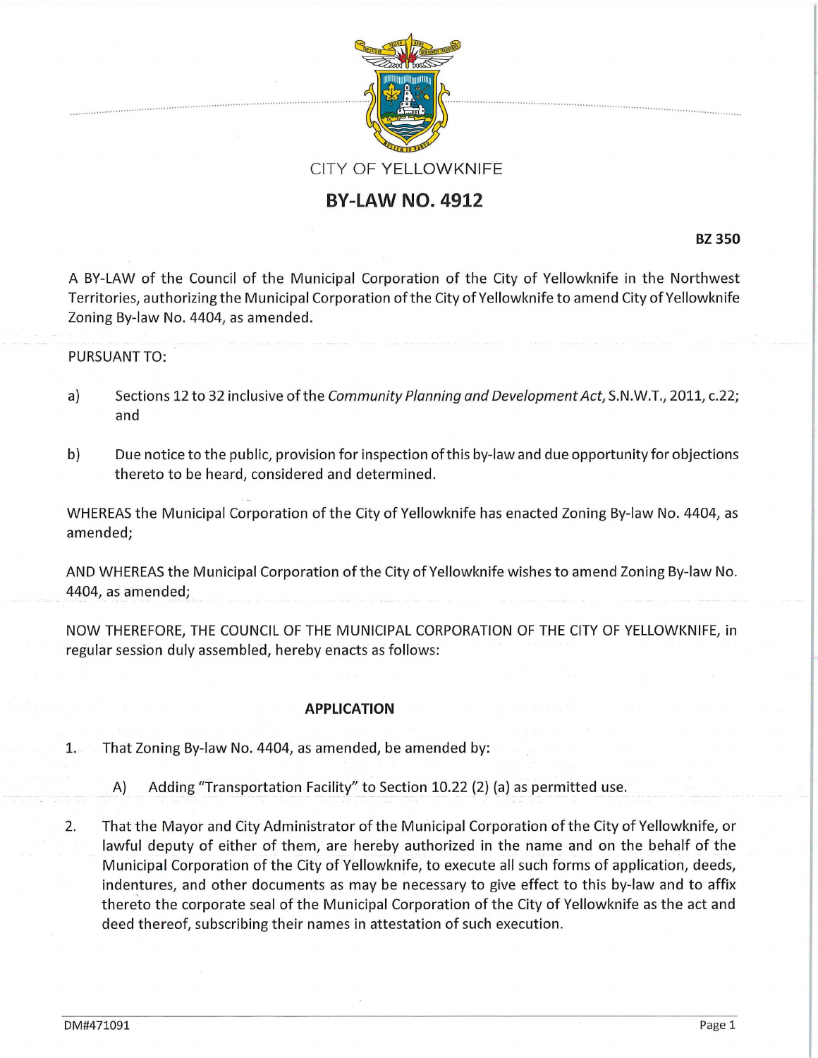CITY OF YELLOWKNIFE

# BY-LAW NO. 4912

**BZ 350**

A BY-LAW of the Council of the Municipal Corporation of the City of Yellowknife in the Northwest Territories, authorizing the Municipal Corporation of the City of Yellowknife to amend City of Yellowknife Zoning By-law No. 4404, as amended.

PURSUANT TO:

a) Sections 12 to 32 inclusive of the *Community Planning and Development Act*, S.N.W.T., 2011, c.22; and

b) Due notice to the public, provision for inspection of this by-law and due opportunity for objections thereto to be heard, considered and determined.

WHEREAS the Municipal Corporation of the City of Yellowknife has enacted Zoning By-law No. 4404, as amended;

AND WHEREAS the Municipal Corporation of the City of Yellowknife wishes to amend Zoning By-law No. 4404, as amended;

NOW THEREFORE, THE COUNCIL OF THE MUNICIPAL CORPORATION OF THE CITY OF YELLOWKNIFE, in regular session duly assembled, hereby enacts as follows:

## APPLICATION

1. That Zoning By-law No. 4404, as amended, be amended by:

   A) Adding "Transportation Facility" to Section 10.22 (2) (a) as permitted use.

2. That the Mayor and City Administrator of the Municipal Corporation of the City of Yellowknife, or lawful deputy of either of them, are hereby authorized in the name and on the behalf of the Municipal Corporation of the City of Yellowknife, to execute all such forms of application, deeds, indentures, and other documents as may be necessary to give effect to this by-law and to affix thereto the corporate seal of the Municipal Corporation of the City of Yellowknife as the act and deed thereof, subscribing their names in attestation of such execution.

DM#471091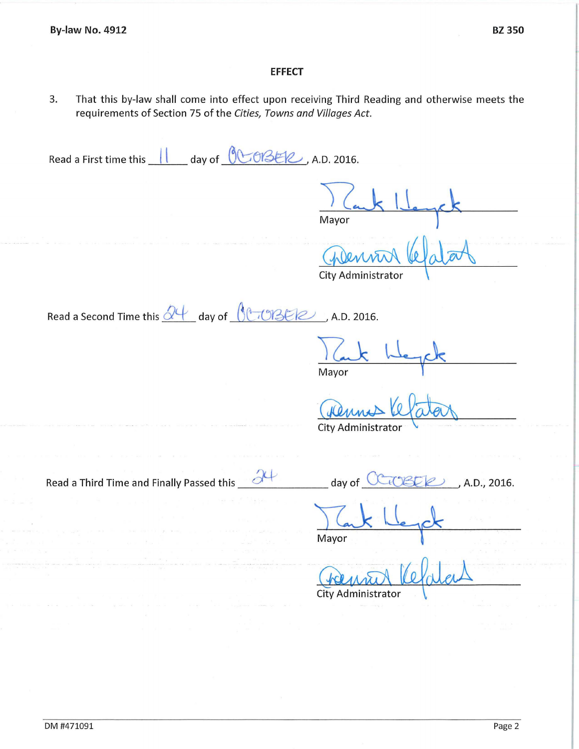## EFFECT

3. That this by-law shall come into effect upon receiving Third Reading and otherwise meets the requirements of Section 75 of the *Cities, Towns and Villages Act*.

Read a First time this 11 day of OCTOBER, A.D. 2016.

Mayor

City Administrator

Read a Second Time this 24 day of OCTOBER, A.D. 2016.

Mayor

City Administrator

Read a Third Time and Finally Passed this 24 day of OCTOBER, A.D., 2016.

Mayor

City Administrator

DM #471091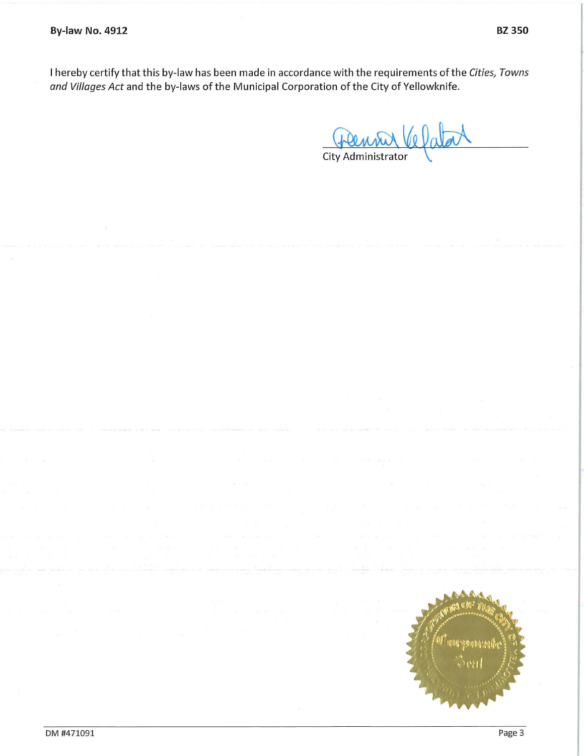I hereby certify that this by-law has been made in accordance with the requirements of the *Cities, Towns and Villages Act* and the by-laws of the Municipal Corporation of the City of Yellowknife.

City Administrator